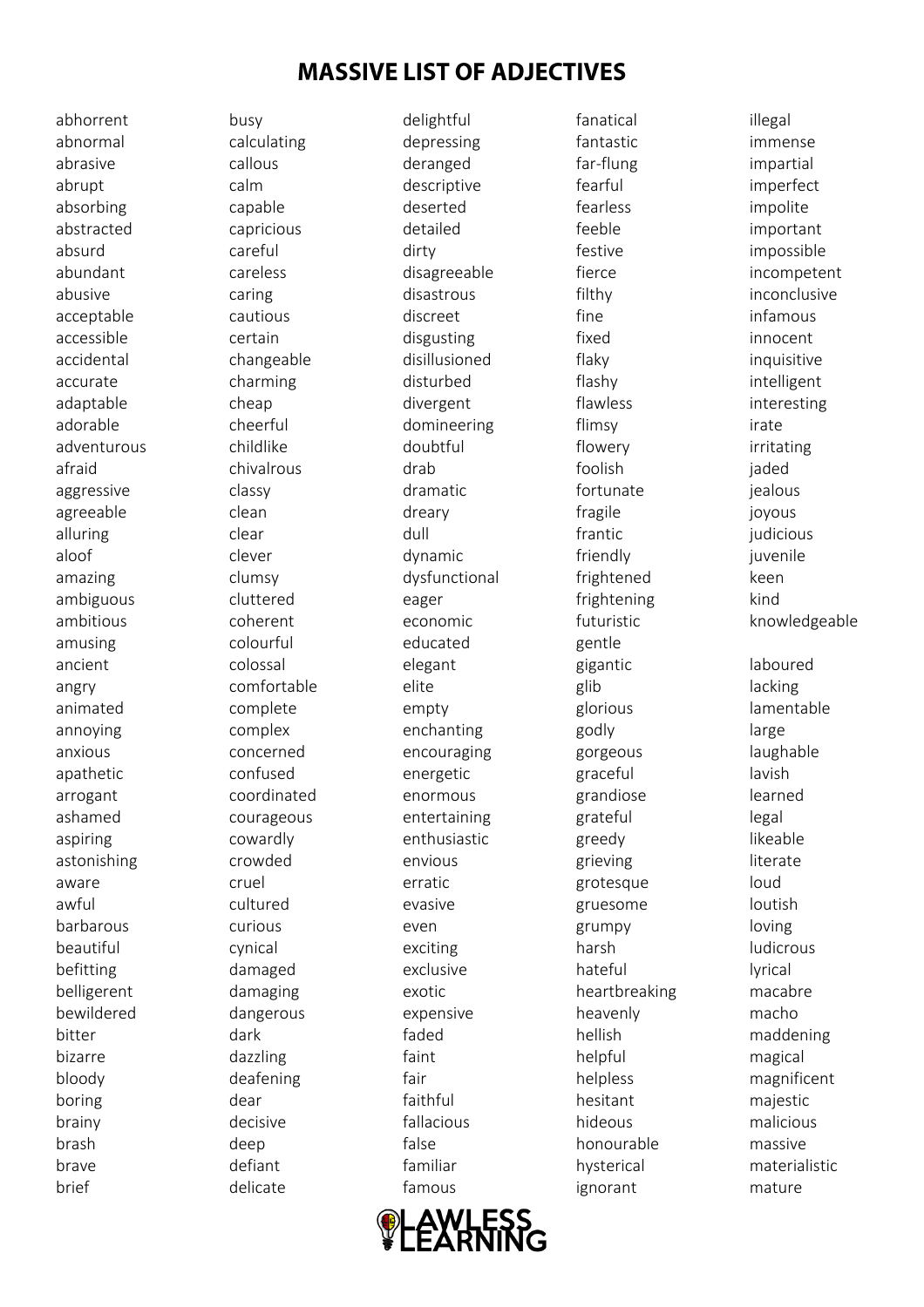# MASSIVE LIST OF ADJECTIVES

abhorrent
abnormal
abrasive
abrupt
absorbing
abstracted
absurd
abundant
abusive
acceptable
accessible
accidental
accurate
adaptable
adorable
adventurous
afraid
aggressive
agreeable
alluring
aloof
amazing
ambiguous
ambitious
amusing
ancient
angry
animated
annoying
anxious
apathetic
arrogant
ashamed
aspiring
astonishing
aware
awful
barbarous
beautiful
befitting
belligerent
bewildered
bitter
bizarre
bloody
boring
brainy
brash
brave
brief

busy
calculating
callous
calm
capable
capricious
careful
careless
caring
cautious
certain
changeable
charming
cheap
cheerful
childlike
chivalrous
classy
clean
clear
clever
clumsy
cluttered
coherent
colourful
colossal
comfortable
complete
complex
concerned
confused
coordinated
courageous
cowardly
crowded
cruel
cultured
curious
cynical
damaged
damaging
dangerous
dark
dazzling
deafening
dear
decisive
deep
defiant
delicate

delightful
depressing
deranged
descriptive
deserted
detailed
dirty
disagreeable
disastrous
discreet
disgusting
disillusioned
disturbed
divergent
domineering
doubtful
drab
dramatic
dreary
dull
dynamic
dysfunctional
eager
economic
educated
elegant
elite
empty
enchanting
encouraging
energetic
enormous
entertaining
enthusiastic
envious
erratic
evasive
even
exciting
exclusive
exotic
expensive
faded
faint
fair
faithful
fallacious
false
familiar
famous

fanatical
fantastic
far-flung
fearful
fearless
feeble
festive
fierce
filthy
fine
fixed
flaky
flashy
flawless
flimsy
flowery
foolish
fortunate
fragile
frantic
friendly
frightened
frightening
futuristic
gentle
gigantic
glib
glorious
godly
gorgeous
graceful
grandiose
grateful
greedy
grieving
grotesque
gruesome
grumpy
harsh
hateful
heartbreaking
heavenly
hellish
helpful
helpless
hesitant
hideous
honourable
hysterical
ignorant

illegal
immense
impartial
imperfect
impolite
important
impossible
incompetent
inconclusive
infamous
innocent
inquisitive
intelligent
interesting
irate
irritating
jaded
jealous
joyous
judicious
juvenile
keen
kind
knowledgeable

laboured
lacking
lamentable
large
laughable
lavish
learned
legal
likeable
literate
loud
loutish
loving
ludicrous
lyrical
macabre
macho
maddening
magical
magnificent
majestic
malicious
massive
materialistic
mature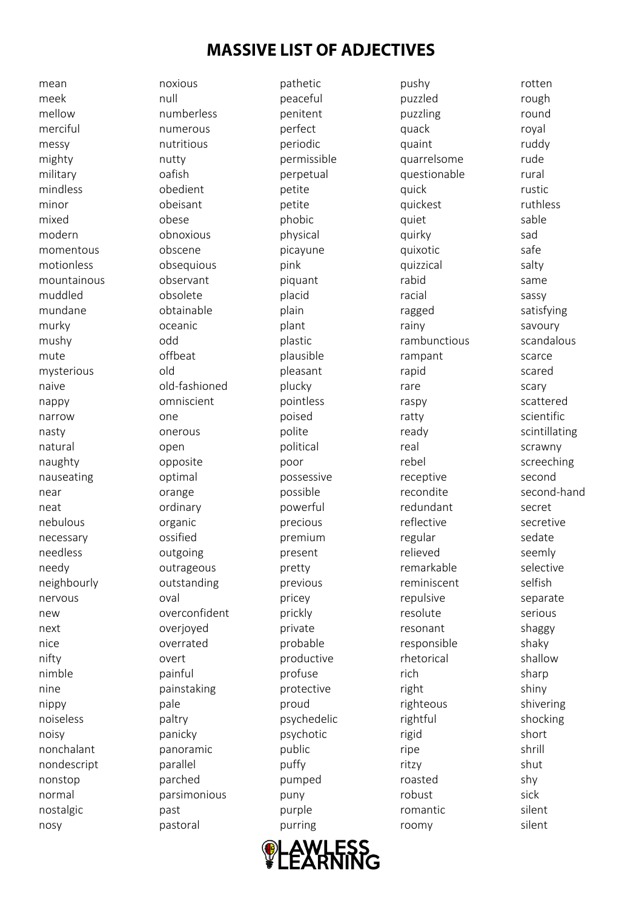# MASSIVE LIST OF ADJECTIVES

mean
meek
mellow
merciful
messy
mighty
military
mindless
minor
mixed
modern
momentous
motionless
mountainous
muddled
mundane
murky
mushy
mute
mysterious
naive
nappy
narrow
nasty
natural
naughty
nauseating
near
neat
nebulous
necessary
needless
needy
neighbourly
nervous
new
next
nice
nifty
nimble
nine
nippy
noiseless
noisy
nonchalant
nondescript
nonstop
normal
nostalgic
nosy
noxious
null
numberless
numerous
nutritious
nutty
oafish
obedient
obeisant
obese
obnoxious
obscene
obsequious
observant
obsolete
obtainable
oceanic
odd
offbeat
old
old-fashioned
omniscient
one
onerous
open
opposite
optimal
orange
ordinary
organic
ossified
outgoing
outrageous
outstanding
oval
overconfident
overjoyed
overrated
overt
painful
painstaking
pale
paltry
panicky
panoramic
parallel
parched
parsimonious
past
pastoral
pathetic
peaceful
penitent
perfect
periodic
permissible
perpetual
petite
petite
phobic
physical
picayune
pink
piquant
placid
plain
plant
plastic
plausible
pleasant
plucky
pointless
poised
polite
political
poor
possessive
possible
powerful
precious
premium
present
pretty
previous
pricey
prickly
private
probable
productive
profuse
protective
proud
psychedelic
psychotic
public
puffy
pumped
puny
purple
purring
pushy
puzzled
puzzling
quack
quaint
quarrelsome
questionable
quick
quickest
quiet
quirky
quixotic
quizzical
rabid
racial
ragged
rainy
rambunctious
rampant
rapid
rare
raspy
ratty
ready
real
rebel
receptive
recondite
redundant
reflective
regular
relieved
remarkable
reminiscent
repulsive
resolute
resonant
responsible
rhetorical
rich
right
righteous
rightful
rigid
ripe
ritzy
roasted
robust
romantic
roomy
rotten
rough
round
royal
ruddy
rude
rural
rustic
ruthless
sable
sad
safe
salty
same
sassy
satisfying
savoury
scandalous
scarce
scared
scary
scattered
scientific
scintillating
scrawny
screeching
second
second-hand
secret
secretive
sedate
seemly
selective
selfish
separate
serious
shaggy
shaky
shallow
sharp
shiny
shivering
shocking
short
shrill
shut
shy
sick
silent
silent

LAWLESS LEARNING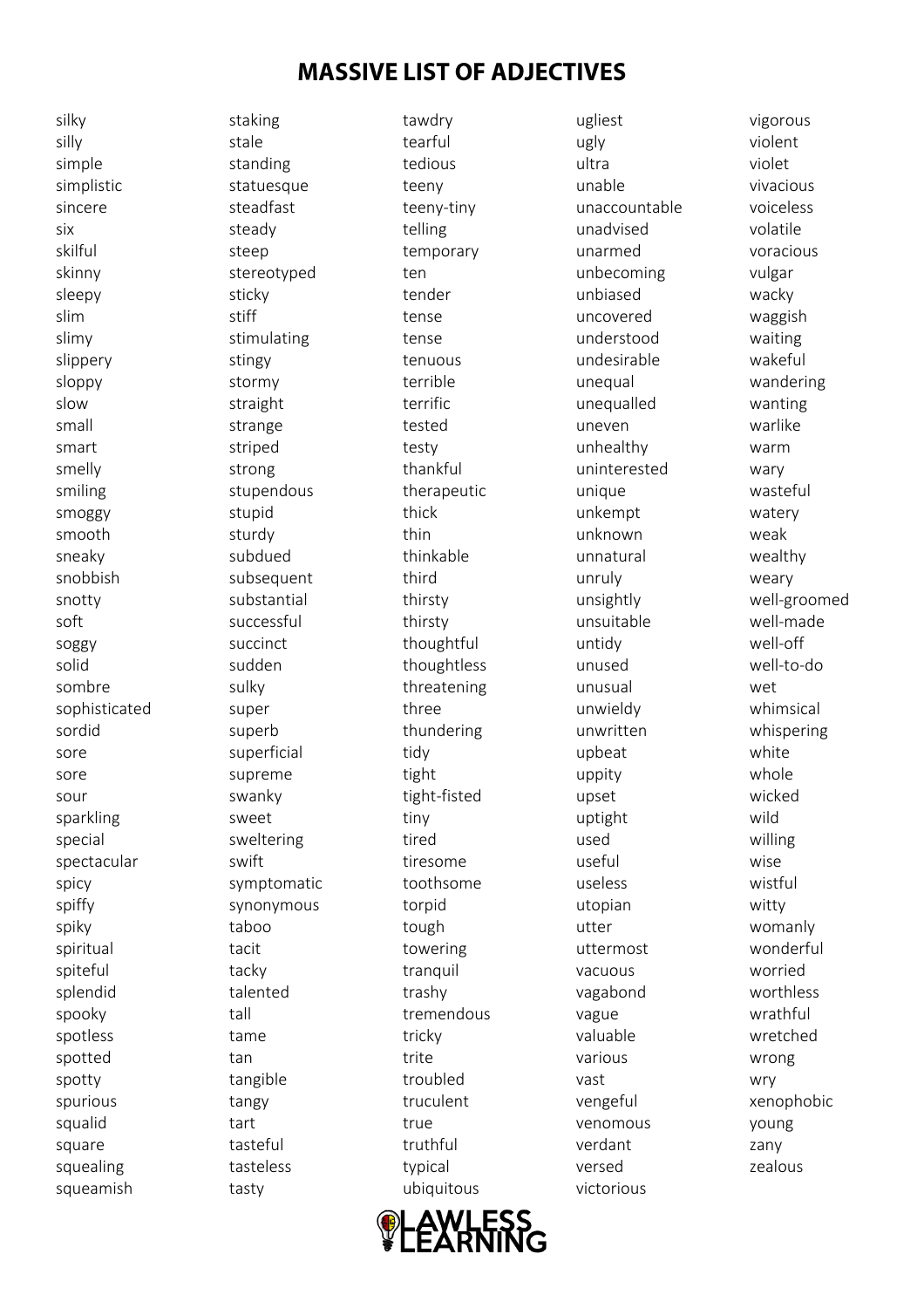# MASSIVE LIST OF ADJECTIVES

silky
silly
simple
simplistic
sincere
six
skilful
skinny
sleepy
slim
slimy
slippery
sloppy
slow
small
smart
smelly
smiling
smoggy
smooth
sneaky
snobbish
snotty
soft
soggy
solid
sombre
sophisticated
sordid
sore
sore
sour
sparkling
special
spectacular
spicy
spiffy
spiky
spiritual
spiteful
splendid
spooky
spotless
spotted
spotty
spurious
squalid
square
squealing
squeamish

staking
stale
standing
statuesque
steadfast
steady
steep
stereotyped
sticky
stiff
stimulating
stingy
stormy
straight
strange
striped
strong
stupendous
stupid
sturdy
subdued
subsequent
substantial
successful
succinct
sudden
sulky
super
superb
superficial
supreme
swanky
sweet
sweltering
swift
symptomatic
synonymous
taboo
tacit
tacky
talented
tall
tame
tan
tangible
tangy
tart
tasteful
tasteless
tasty

tawdry
tearful
tedious
teeny
teeny-tiny
telling
temporary
ten
tender
tense
tense
tenuous
terrible
terrific
tested
testy
thankful
therapeutic
thick
thin
thinkable
third
thirsty
thirsty
thoughtful
thoughtless
threatening
three
thundering
tidy
tight
tight-fisted
tiny
tired
tiresome
toothsome
torpid
tough
towering
tranquil
trashy
tremendous
tricky
trite
troubled
truculent
true
truthful
typical
ubiquitous

ugliest
ugly
ultra
unable
unaccountable
unadvised
unarmed
unbecoming
unbiased
uncovered
understood
undesirable
unequal
unequalled
uneven
unhealthy
uninterested
unique
unkempt
unknown
unnatural
unruly
unsightly
unsuitable
untidy
unused
unusual
unwieldy
unwritten
upbeat
uppity
upset
uptight
used
useful
useless
utopian
utter
uttermost
vacuous
vagabond
vague
valuable
various
vast
vengeful
venomous
verdant
versed
victorious

vigorous
violent
violet
vivacious
voiceless
volatile
voracious
vulgar
wacky
waggish
waiting
wakeful
wandering
wanting
warlike
warm
wary
wasteful
watery
weak
wealthy
weary
well-groomed
well-made
well-off
well-to-do
wet
whimsical
whispering
white
whole
wicked
wild
willing
wise
wistful
witty
womanly
wonderful
worried
worthless
wrathful
wretched
wrong
wry
xenophobic
young
zany
zealous